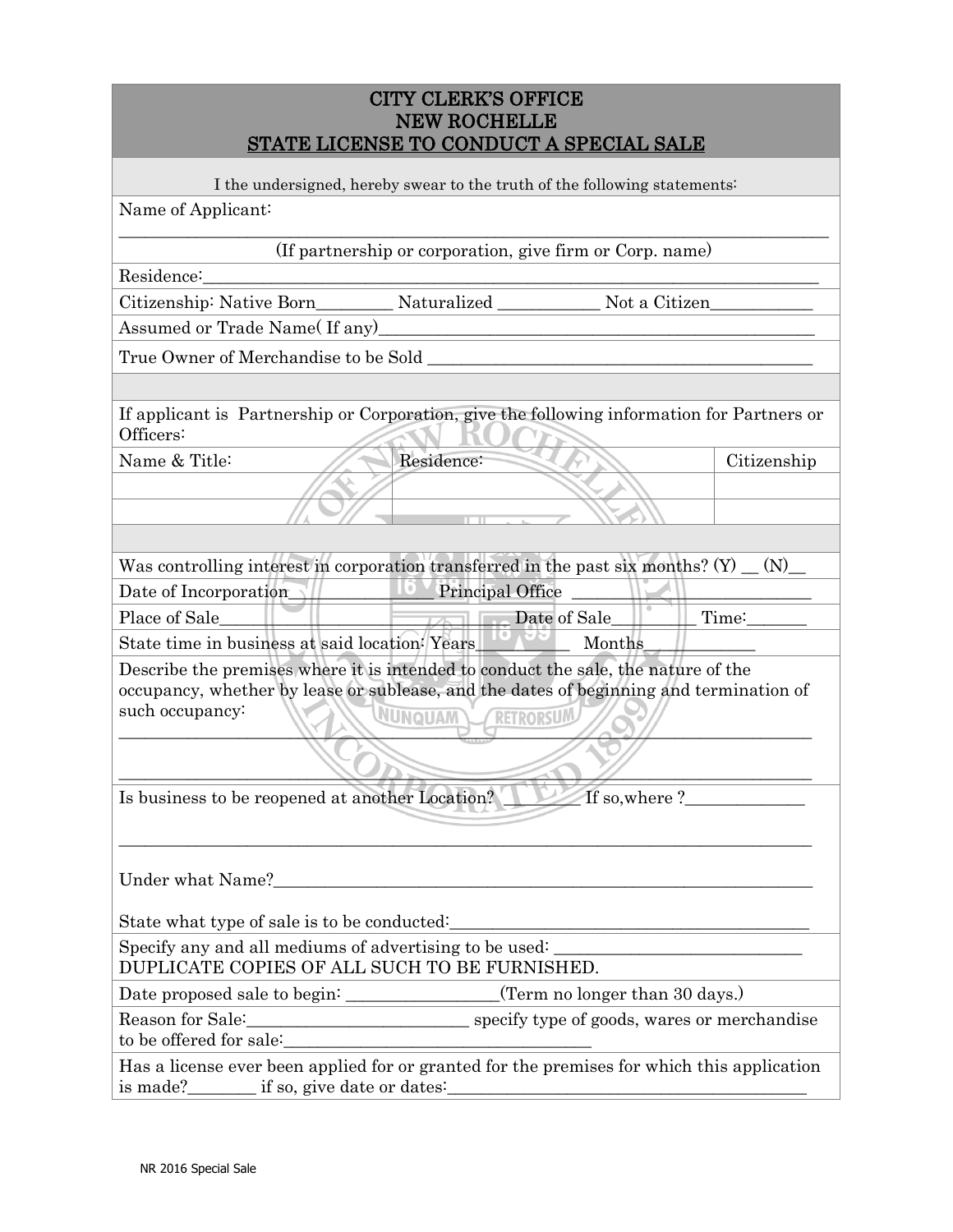# CITY CLERK'S OFFICE
# NEW ROCHELLE
## STATE LICENSE TO CONDUCT A SPECIAL SALE

I the undersigned, hereby swear to the truth of the following statements:

Name of Applicant:

_______________________________________________________________________________

(If partnership or corporation, give firm or Corp. name)

Residence:_____________________________________________________________________

Citizenship: Native Born________ Naturalized ___________ Not a Citizen___________

Assumed or Trade Name( If any)_________________________________________________

True Owner of Merchandise to be Sold _________________________________________

If applicant is Partnership or Corporation, give the following information for Partners or Officers:

| Name & Title: | Residence: | Citizenship |
|---|---|---|
| | | |
| | | |

Was controlling interest in corporation transferred in the past six months? (Y) __ (N)__

Date of Incorporation_______________ Principal Office ____________________________

Place of Sale_______________________________ Date of Sale_________ Time:_______

State time in business at said location: Years___________ Months___________

Describe the premises where it is intended to conduct the sale, the nature of the occupancy, whether by lease or sublease, and the dates of beginning and termination of such occupancy:

_______________________________________________________________________________

_______________________________________________________________________________

Is business to be reopened at another Location? ________ If so,where ?_____________

_______________________________________________________________________________

Under what Name?_______________________________________________________________

State what type of sale is to be conducted:_________________________________________

Specify any and all mediums of advertising to be used: ___________________________
DUPLICATE COPIES OF ALL SUCH TO BE FURNISHED.

Date proposed sale to begin: _________________(Term no longer than 30 days.)

Reason for Sale:_________________________ specify type of goods, wares or merchandise to be offered for sale:___________________________________

Has a license ever been applied for or granted for the premises for which this application is made?________ if so, give date or dates:__________________________________________

NR 2016 Special Sale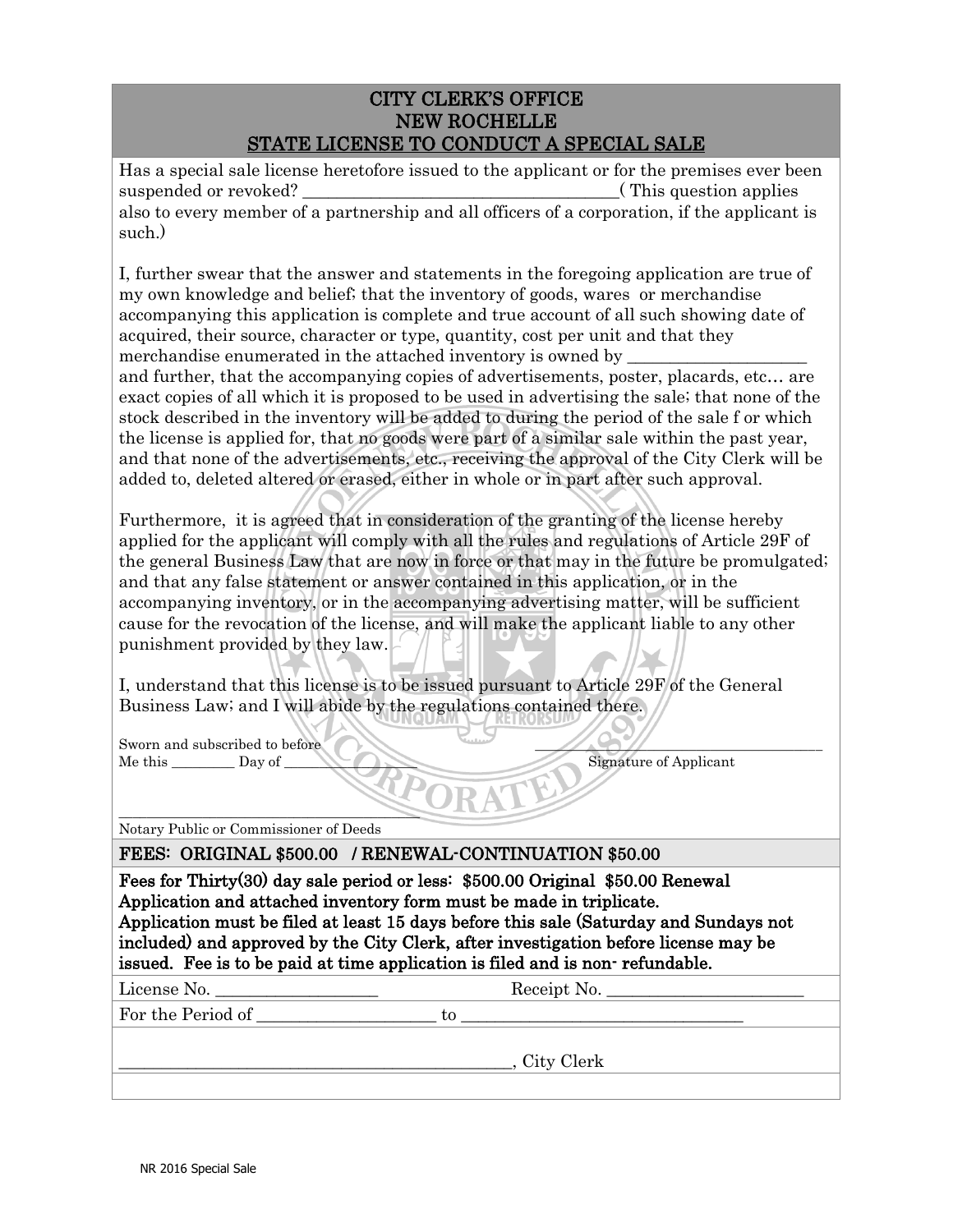**CITY CLERK'S OFFICE**
**NEW ROCHELLE**
**STATE LICENSE TO CONDUCT A SPECIAL SALE**

Has a special sale license heretofore issued to the applicant or for the premises ever been suspended or revoked? ______________________________________( This question applies also to every member of a partnership and all officers of a corporation, if the applicant is such.)

I, further swear that the answer and statements in the foregoing application are true of my own knowledge and belief; that the inventory of goods, wares or merchandise accompanying this application is complete and true account of all such showing date of acquired, their source, character or type, quantity, cost per unit and that they merchandise enumerated in the attached inventory is owned by _____________________ and further, that the accompanying copies of advertisements, poster, placards, etc… are exact copies of all which it is proposed to be used in advertising the sale; that none of the stock described in the inventory will be added to during the period of the sale f or which the license is applied for, that no goods were part of a similar sale within the past year, and that none of the advertisements, etc., receiving the approval of the City Clerk will be added to, deleted altered or erased, either in whole or in part after such approval.

Furthermore, it is agreed that in consideration of the granting of the license hereby applied for the applicant will comply with all the rules and regulations of Article 29F of the general Business Law that are now in force or that may in the future be promulgated; and that any false statement or answer contained in this application, or in the accompanying inventory, or in the accompanying advertising matter, will be sufficient cause for the revocation of the license, and will make the applicant liable to any other punishment provided by they law.

I, understand that this license is to be issued pursuant to Article 29F of the General Business Law; and I will abide by the regulations contained there.

Sworn and subscribed to before
Me this _________ Day of _________________ ______________________________________
Signature of Applicant

______________________________________
Notary Public or Commissioner of Deeds

**FEES: ORIGINAL $500.00 / RENEWAL-CONTINUATION $50.00**

**Fees for Thirty(30) day sale period or less: $500.00 Original $50.00 Renewal**
**Application and attached inventory form must be made in triplicate.**
**Application must be filed at least 15 days before this sale (Saturday and Sundays not included) and approved by the City Clerk, after investigation before license may be issued. Fee is to be paid at time application is filed and is non- refundable.**

License No. ___________________ Receipt No. ________________________

For the Period of _____________________ to __________________________________

________________________________________________, City Clerk